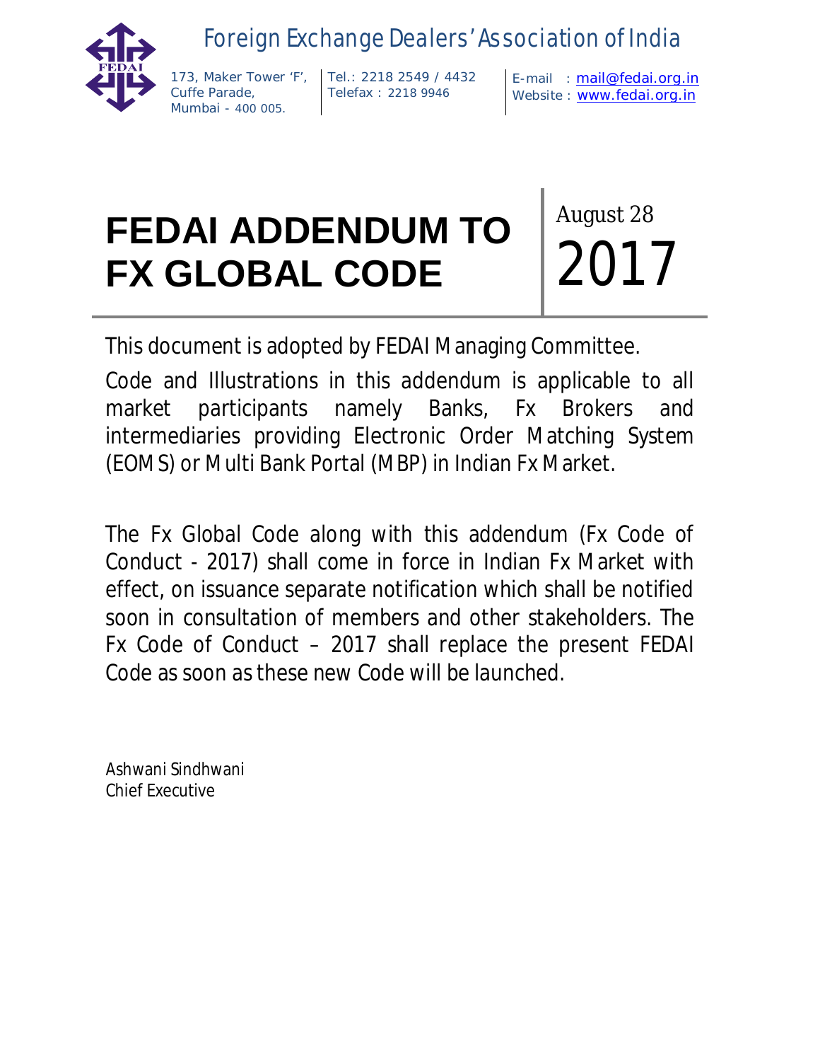# Foreign Exchange Dealers' Association of India

173, Maker Tower 'F', Cuffe Parade, Mumbai - 400 005.

Tel.: 2218 2549 / 4432
Telefax : 2218 9946

E-mail : mail@fedai.org.in
Website : www.fedai.org.in

# FEDAI ADDENDUM TO FX GLOBAL CODE

August 28 2017

This document is adopted by FEDAI Managing Committee.

Code and Illustrations in this addendum is applicable to all market participants namely Banks, Fx Brokers and intermediaries providing Electronic Order Matching System (EOMS) or Multi Bank Portal (MBP) in Indian Fx Market.

The Fx Global Code along with this addendum (Fx Code of Conduct - 2017) shall come in force in Indian Fx Market with effect, on issuance separate notification which shall be notified soon in consultation of members and other stakeholders. The Fx Code of Conduct – 2017 shall replace the present FEDAI Code as soon as these new Code will be launched.

Ashwani Sindhwani
Chief Executive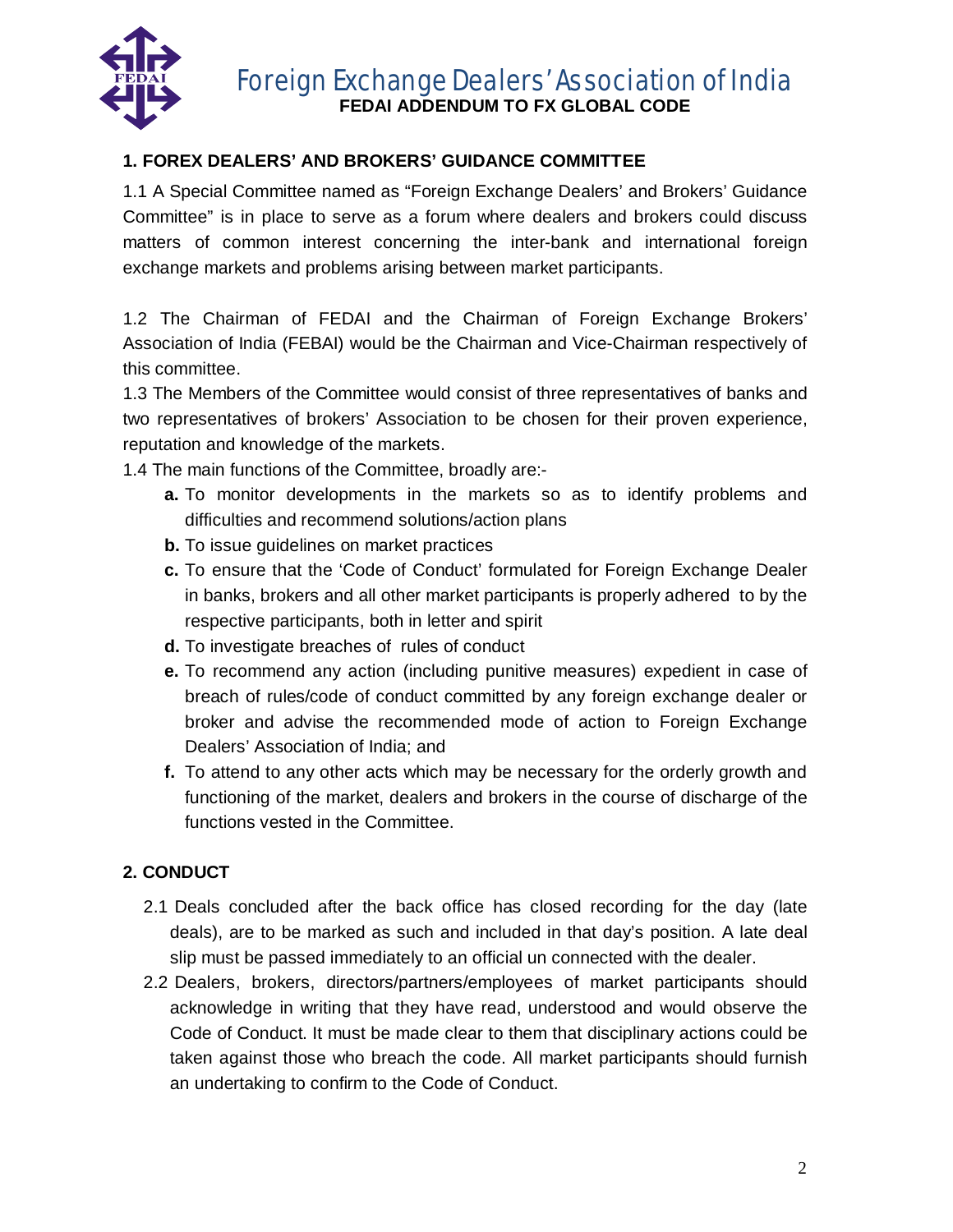## 1. FOREX DEALERS' AND BROKERS' GUIDANCE COMMITTEE

1.1 A Special Committee named as "Foreign Exchange Dealers' and Brokers' Guidance Committee" is in place to serve as a forum where dealers and brokers could discuss matters of common interest concerning the inter-bank and international foreign exchange markets and problems arising between market participants.

1.2 The Chairman of FEDAI and the Chairman of Foreign Exchange Brokers' Association of India (FEBAI) would be the Chairman and Vice-Chairman respectively of this committee.

1.3 The Members of the Committee would consist of three representatives of banks and two representatives of brokers' Association to be chosen for their proven experience, reputation and knowledge of the markets.

1.4 The main functions of the Committee, broadly are:-

- **a.** To monitor developments in the markets so as to identify problems and difficulties and recommend solutions/action plans
- **b.** To issue guidelines on market practices
- **c.** To ensure that the 'Code of Conduct' formulated for Foreign Exchange Dealer in banks, brokers and all other market participants is properly adhered to by the respective participants, both in letter and spirit
- **d.** To investigate breaches of rules of conduct
- **e.** To recommend any action (including punitive measures) expedient in case of breach of rules/code of conduct committed by any foreign exchange dealer or broker and advise the recommended mode of action to Foreign Exchange Dealers' Association of India; and
- **f.** To attend to any other acts which may be necessary for the orderly growth and functioning of the market, dealers and brokers in the course of discharge of the functions vested in the Committee.

## 2. CONDUCT

2.1 Deals concluded after the back office has closed recording for the day (late deals), are to be marked as such and included in that day's position. A late deal slip must be passed immediately to an official un connected with the dealer.

2.2 Dealers, brokers, directors/partners/employees of market participants should acknowledge in writing that they have read, understood and would observe the Code of Conduct. It must be made clear to them that disciplinary actions could be taken against those who breach the code. All market participants should furnish an undertaking to confirm to the Code of Conduct.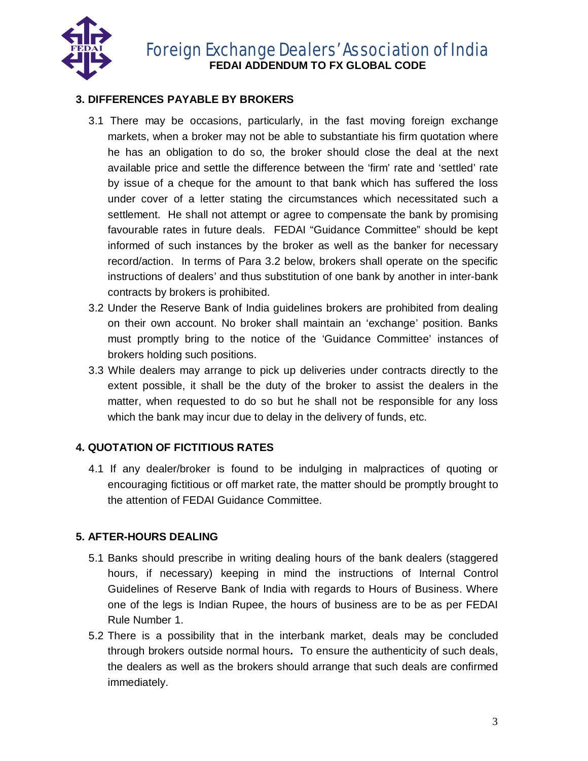## 3. DIFFERENCES PAYABLE BY BROKERS

3.1 There may be occasions, particularly, in the fast moving foreign exchange markets, when a broker may not be able to substantiate his firm quotation where he has an obligation to do so, the broker should close the deal at the next available price and settle the difference between the 'firm' rate and 'settled' rate by issue of a cheque for the amount to that bank which has suffered the loss under cover of a letter stating the circumstances which necessitated such a settlement. He shall not attempt or agree to compensate the bank by promising favourable rates in future deals. FEDAI "Guidance Committee" should be kept informed of such instances by the broker as well as the banker for necessary record/action. In terms of Para 3.2 below, brokers shall operate on the specific instructions of dealers' and thus substitution of one bank by another in inter-bank contracts by brokers is prohibited.

3.2 Under the Reserve Bank of India guidelines brokers are prohibited from dealing on their own account. No broker shall maintain an 'exchange' position. Banks must promptly bring to the notice of the 'Guidance Committee' instances of brokers holding such positions.

3.3 While dealers may arrange to pick up deliveries under contracts directly to the extent possible, it shall be the duty of the broker to assist the dealers in the matter, when requested to do so but he shall not be responsible for any loss which the bank may incur due to delay in the delivery of funds, etc.

## 4. QUOTATION OF FICTITIOUS RATES

4.1 If any dealer/broker is found to be indulging in malpractices of quoting or encouraging fictitious or off market rate, the matter should be promptly brought to the attention of FEDAI Guidance Committee.

## 5. AFTER-HOURS DEALING

5.1 Banks should prescribe in writing dealing hours of the bank dealers (staggered hours, if necessary) keeping in mind the instructions of Internal Control Guidelines of Reserve Bank of India with regards to Hours of Business. Where one of the legs is Indian Rupee, the hours of business are to be as per FEDAI Rule Number 1.

5.2 There is a possibility that in the interbank market, deals may be concluded through brokers outside normal hours**.** To ensure the authenticity of such deals, the dealers as well as the brokers should arrange that such deals are confirmed immediately.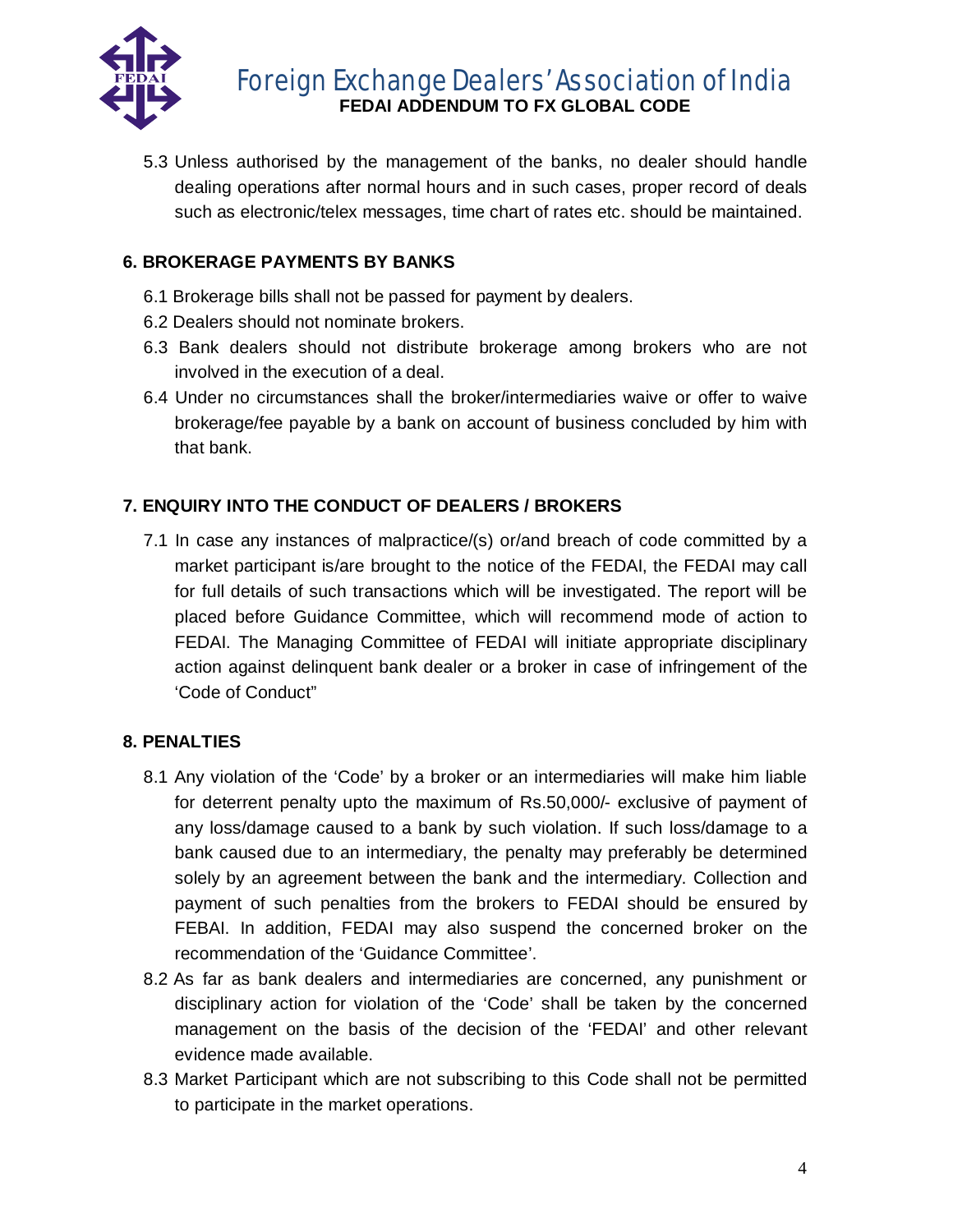5.3 Unless authorised by the management of the banks, no dealer should handle dealing operations after normal hours and in such cases, proper record of deals such as electronic/telex messages, time chart of rates etc. should be maintained.

## 6. BROKERAGE PAYMENTS BY BANKS

6.1 Brokerage bills shall not be passed for payment by dealers.

6.2 Dealers should not nominate brokers.

6.3 Bank dealers should not distribute brokerage among brokers who are not involved in the execution of a deal.

6.4 Under no circumstances shall the broker/intermediaries waive or offer to waive brokerage/fee payable by a bank on account of business concluded by him with that bank.

## 7. ENQUIRY INTO THE CONDUCT OF DEALERS / BROKERS

7.1 In case any instances of malpractice/(s) or/and breach of code committed by a market participant is/are brought to the notice of the FEDAI, the FEDAI may call for full details of such transactions which will be investigated. The report will be placed before Guidance Committee, which will recommend mode of action to FEDAI. The Managing Committee of FEDAI will initiate appropriate disciplinary action against delinquent bank dealer or a broker in case of infringement of the 'Code of Conduct"

## 8. PENALTIES

8.1 Any violation of the 'Code' by a broker or an intermediaries will make him liable for deterrent penalty upto the maximum of Rs.50,000/- exclusive of payment of any loss/damage caused to a bank by such violation. If such loss/damage to a bank caused due to an intermediary, the penalty may preferably be determined solely by an agreement between the bank and the intermediary. Collection and payment of such penalties from the brokers to FEDAI should be ensured by FEBAI. In addition, FEDAI may also suspend the concerned broker on the recommendation of the 'Guidance Committee'.

8.2 As far as bank dealers and intermediaries are concerned, any punishment or disciplinary action for violation of the 'Code' shall be taken by the concerned management on the basis of the decision of the 'FEDAI' and other relevant evidence made available.

8.3 Market Participant which are not subscribing to this Code shall not be permitted to participate in the market operations.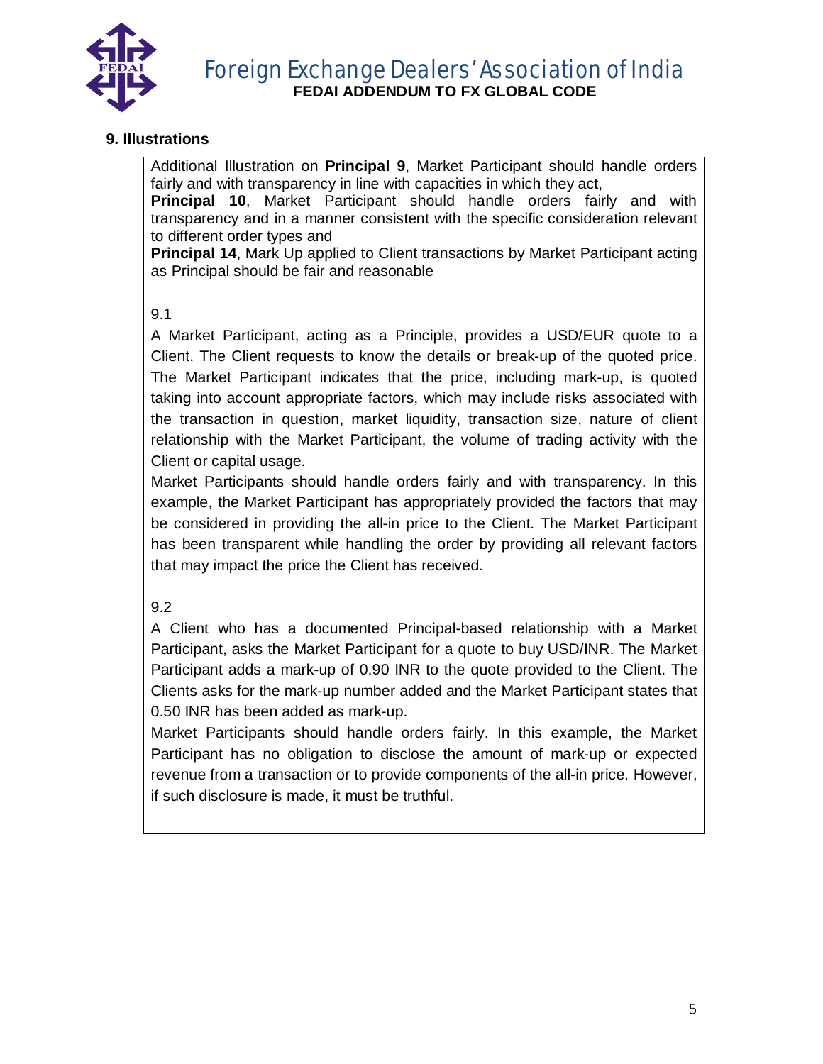## 9. Illustrations

Additional Illustration on **Principal 9**, Market Participant should handle orders fairly and with transparency in line with capacities in which they act,
**Principal 10**, Market Participant should handle orders fairly and with transparency and in a manner consistent with the specific consideration relevant to different order types and
**Principal 14**, Mark Up applied to Client transactions by Market Participant acting as Principal should be fair and reasonable

9.1

A Market Participant, acting as a Principle, provides a USD/EUR quote to a Client. The Client requests to know the details or break-up of the quoted price. The Market Participant indicates that the price, including mark-up, is quoted taking into account appropriate factors, which may include risks associated with the transaction in question, market liquidity, transaction size, nature of client relationship with the Market Participant, the volume of trading activity with the Client or capital usage.

Market Participants should handle orders fairly and with transparency. In this example, the Market Participant has appropriately provided the factors that may be considered in providing the all-in price to the Client. The Market Participant has been transparent while handling the order by providing all relevant factors that may impact the price the Client has received.

9.2

A Client who has a documented Principal-based relationship with a Market Participant, asks the Market Participant for a quote to buy USD/INR. The Market Participant adds a mark-up of 0.90 INR to the quote provided to the Client. The Clients asks for the mark-up number added and the Market Participant states that 0.50 INR has been added as mark-up.

Market Participants should handle orders fairly. In this example, the Market Participant has no obligation to disclose the amount of mark-up or expected revenue from a transaction or to provide components of the all-in price. However, if such disclosure is made, it must be truthful.